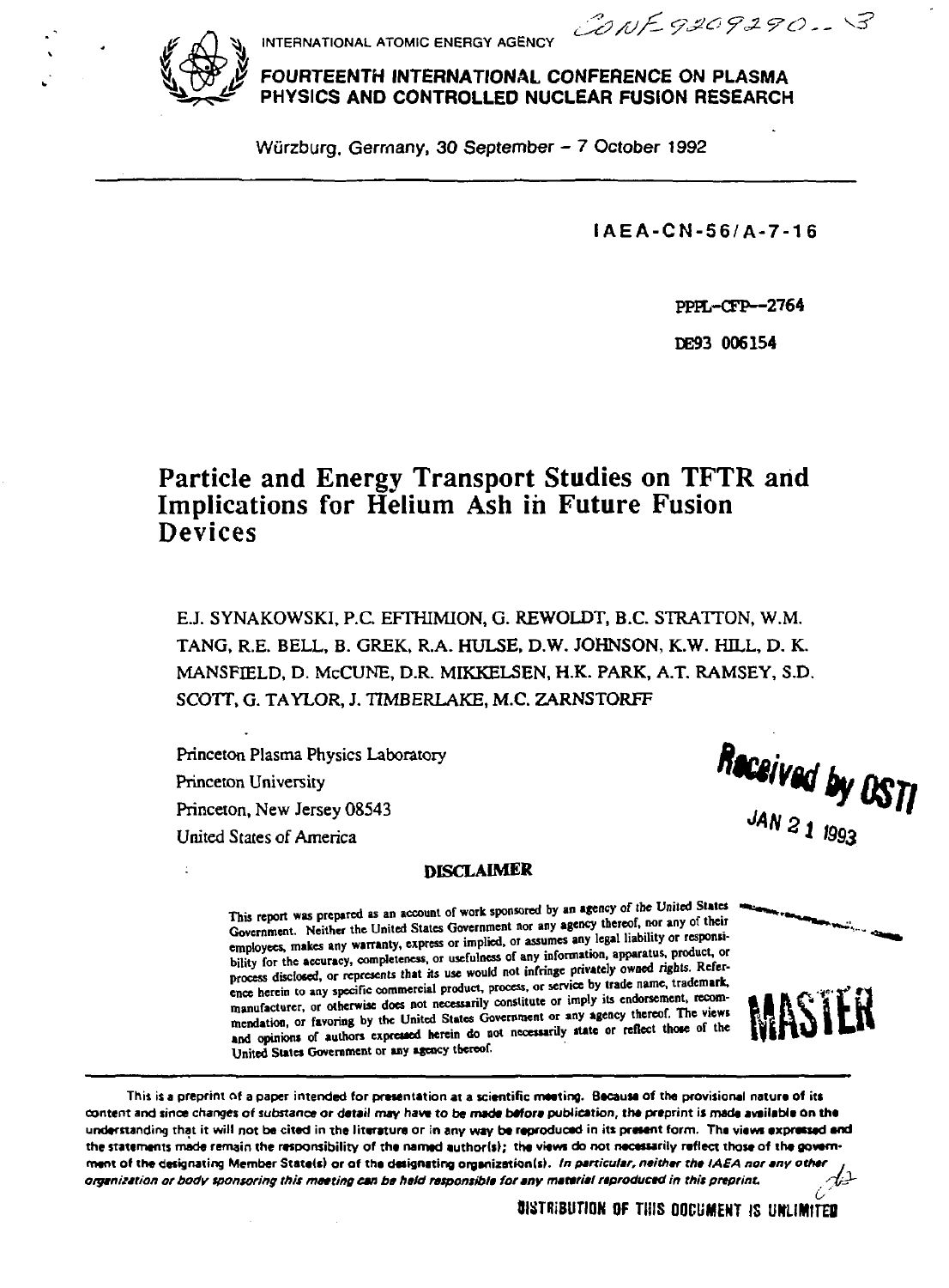CONF-9209290--3

INTERNATIONAL ATOMIC ENERGY AGENCY

**FOURTEENTH INTERNATIONAL CONFERENCE ON PLASMA PHYSICS AND CONTROLLED NUCLEAR FUSION RESEARCH**

Würzburg, Germany, 30 September – 7 October 1992

IAEA-CN-56/A-7-16

PPPL-CFP--2764

DE93 006154

# Particle and Energy Transport Studies on TFTR and Implications for Helium Ash in Future Fusion Devices

E.J. SYNAKOWSKI, P.C. EFTHIMION, G. REWOLDT, B.C. STRATTON, W.M. TANG, R.E. BELL, B. GREK, R.A. HULSE, D.W. JOHNSON, K.W. HILL, D. K. MANSFIELD, D. McCUNE, D.R. MIKKELSEN, H.K. PARK, A.T. RAMSEY, S.D. SCOTT, G. TAYLOR, J. TIMBERLAKE, M.C. ZARNSTORFF

Princeton Plasma Physics Laboratory
Princeton University
Princeton, New Jersey 08543
United States of America

Received by OSTI
JAN 21 1993

**DISCLAIMER**

This report was prepared as an account of work sponsored by an agency of the United States Government. Neither the United States Government nor any agency thereof, nor any of their employees, makes any warranty, express or implied, or assumes any legal liability or responsibility for the accuracy, completeness, or usefulness of any information, apparatus, product, or process disclosed, or represents that its use would not infringe privately owned rights. Reference herein to any specific commercial product, process, or service by trade name, trademark, manufacturer, or otherwise does not necessarily constitute or imply its endorsement, recommendation, or favoring by the United States Government or any agency thereof. The views and opinions of authors expressed herein do not necessarily state or reflect those of the United States Government or any agency thereof.

MASTER

This is a preprint of a paper intended for presentation at a scientific meeting. Because of the provisional nature of its content and since changes of substance or detail may have to be made before publication, the preprint is made available on the understanding that it will not be cited in the literature or in any way be reproduced in its present form. The views expressed and the statements made remain the responsibility of the named author(s); the views do not necessarily reflect those of the government of the designating Member State(s) or of the designating organization(s). *In particular, neither the IAEA nor any other organization or body sponsoring this meeting can be held responsible for any material reproduced in this preprint.*

DISTRIBUTION OF THIS DOCUMENT IS UNLIMITED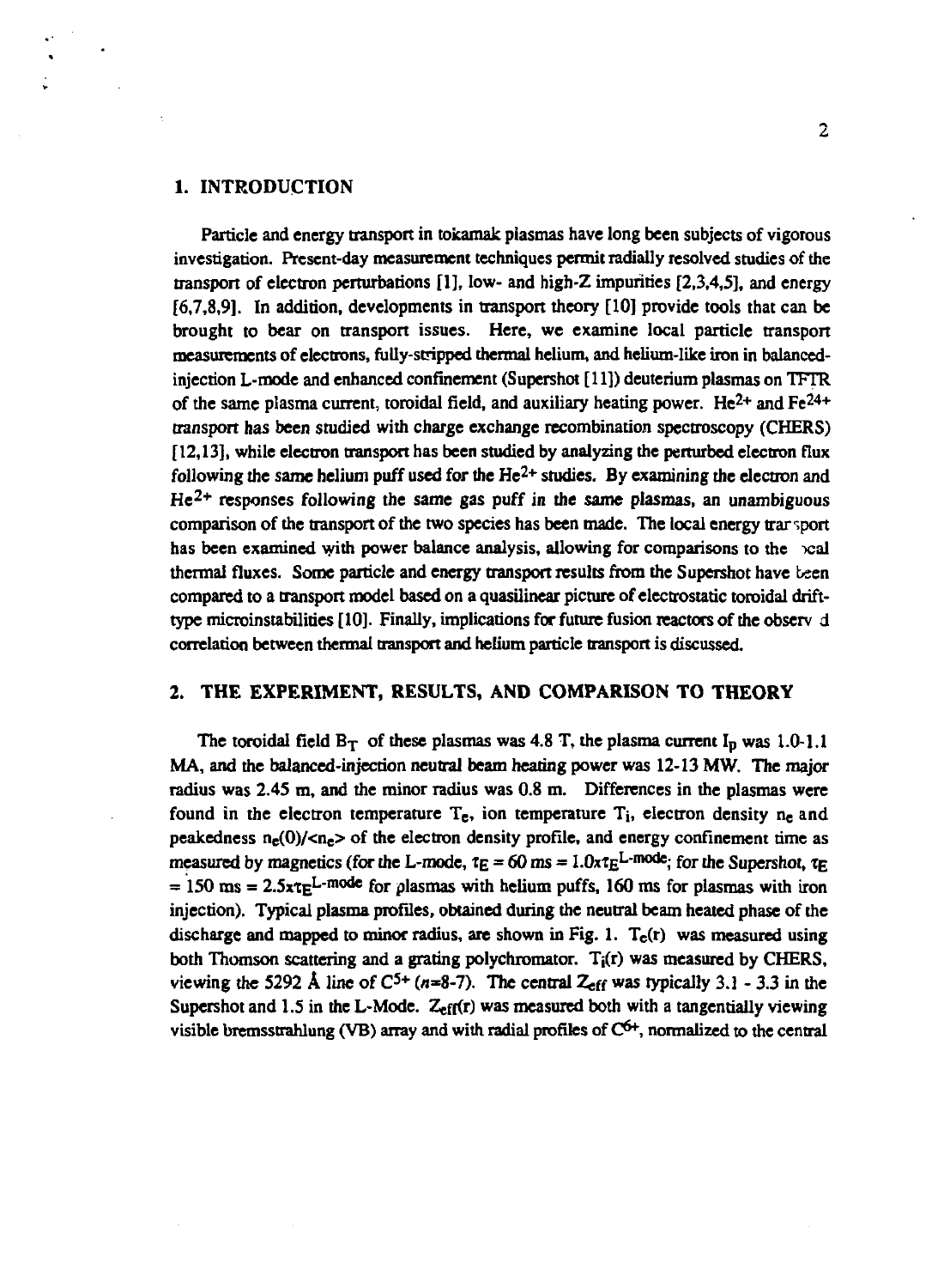## 1. INTRODUCTION

Particle and energy transport in tokamak plasmas have long been subjects of vigorous investigation. Present-day measurement techniques permit radially resolved studies of the transport of electron perturbations [1], low- and high-Z impurities [2,3,4,5], and energy [6,7,8,9]. In addition, developments in transport theory [10] provide tools that can be brought to bear on transport issues. Here, we examine local particle transport measurements of electrons, fully-stripped thermal helium, and helium-like iron in balanced-injection L-mode and enhanced confinement (Supershot [11]) deuterium plasmas on TFTR of the same plasma current, toroidal field, and auxiliary heating power. $He^{2+}$ and $Fe^{24+}$ transport has been studied with charge exchange recombination spectroscopy (CHERS) [12,13], while electron transport has been studied by analyzing the perturbed electron flux following the same helium puff used for the $He^{2+}$ studies. By examining the electron and $He^{2+}$ responses following the same gas puff in the same plasmas, an unambiguous comparison of the transport of the two species has been made. The local energy transport has been examined with power balance analysis, allowing for comparisons to the local thermal fluxes. Some particle and energy transport results from the Supershot have been compared to a transport model based on a quasilinear picture of electrostatic toroidal drift-type microinstabilities [10]. Finally, implications for future fusion reactors of the observed correlation between thermal transport and helium particle transport is discussed.

## 2. THE EXPERIMENT, RESULTS, AND COMPARISON TO THEORY

The toroidal field $B_T$ of these plasmas was 4.8 T, the plasma current $I_p$ was 1.0-1.1 MA, and the balanced-injection neutral beam heating power was 12-13 MW. The major radius was 2.45 m, and the minor radius was 0.8 m. Differences in the plasmas were found in the electron temperature $T_e$, ion temperature $T_i$, electron density $n_e$ and peakedness $n_e(0)/\langle n_e \rangle$ of the electron density profile, and energy confinement time as measured by magnetics (for the L-mode, $\tau_E = 60$ ms $= 1.0 x \tau_E^{L\text{-mode}}$; for the Supershot, $\tau_E = 150$ ms $= 2.5 x \tau_E^{L\text{-mode}}$ for plasmas with helium puffs, 160 ms for plasmas with iron injection). Typical plasma profiles, obtained during the neutral beam heated phase of the discharge and mapped to minor radius, are shown in Fig. 1. $T_e(r)$ was measured using both Thomson scattering and a grating polychromator. $T_i(r)$ was measured by CHERS, viewing the 5292 Å line of $C^{5+}$ ($n$=8-7). The central $Z_{eff}$ was typically 3.1 - 3.3 in the Supershot and 1.5 in the L-Mode. $Z_{eff}(r)$ was measured both with a tangentially viewing visible bremsstrahlung (VB) array and with radial profiles of $C^{6+}$, normalized to the central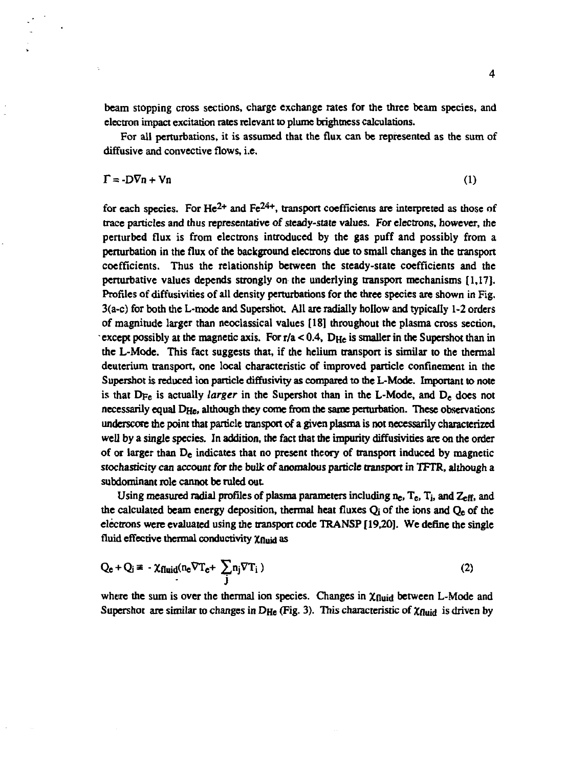beam stopping cross sections, charge exchange rates for the three beam species, and electron impact excitation rates relevant to plume brightness calculations.

For all perturbations, it is assumed that the flux can be represented as the sum of diffusive and convective flows, i.e.

$$\Gamma = -D\nabla n + Vn \tag{1}$$

for each species. For $He^{2+}$ and $Fe^{24+}$, transport coefficients are interpreted as those of trace particles and thus representative of steady-state values. For electrons, however, the perturbed flux is from electrons introduced by the gas puff and possibly from a perturbation in the flux of the background electrons due to small changes in the transport coefficients. Thus the relationship between the steady-state coefficients and the perturbative values depends strongly on the underlying transport mechanisms [1,17]. Profiles of diffusivities of all density perturbations for the three species are shown in Fig. 3(a-c) for both the L-mode and Supershot. All are radially hollow and typically 1-2 orders of magnitude larger than neoclassical values [18] throughout the plasma cross section, except possibly at the magnetic axis. For $r/a < 0.4$, $D_{He}$ is smaller in the Supershot than in the L-Mode. This fact suggests that, if the helium transport is similar to the thermal deuterium transport, one local characteristic of improved particle confinement in the Supershot is reduced ion particle diffusivity as compared to the L-Mode. Important to note is that $D_{Fe}$ is actually *larger* in the Supershot than in the L-Mode, and $D_e$ does not necessarily equal $D_{He}$, although they come from the same perturbation. These observations underscore the point that particle transport of a given plasma is not necessarily characterized well by a single species. In addition, the fact that the impurity diffusivities are on the order of or larger than $D_e$ indicates that no present theory of transport induced by magnetic stochasticity can account for the bulk of anomalous particle transport in TFTR, although a subdominant role cannot be ruled out.

Using measured radial profiles of plasma parameters including $n_e$, $T_e$, $T_i$, and $Z_{eff}$, and the calculated beam energy deposition, thermal heat fluxes $Q_i$ of the ions and $Q_e$ of the electrons were evaluated using the transport code TRANSP [19,20]. We define the single fluid effective thermal conductivity $\chi_{fluid}$ as

$$Q_e + Q_i \equiv -\chi_{fluid}(n_e\nabla T_e + \sum_j n_j \nabla T_i) \tag{2}$$

where the sum is over the thermal ion species. Changes in $\chi_{fluid}$ between L-Mode and Supershot are similar to changes in $D_{He}$ (Fig. 3). This characteristic of $\chi_{fluid}$ is driven by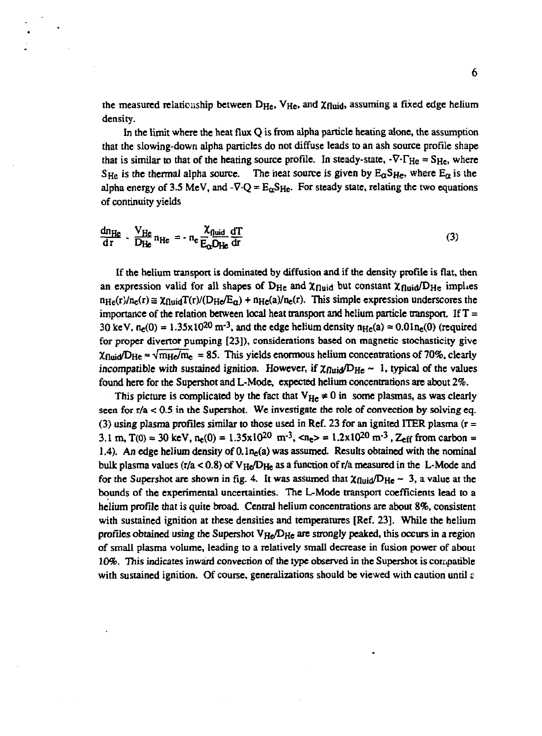the measured relationship between $D_{He}$, $V_{He}$, and $\chi_{fluid}$, assuming a fixed edge helium density.

In the limit where the heat flux Q is from alpha particle heating alone, the assumption that the slowing-down alpha particles do not diffuse leads to an ash source profile shape that is similar to that of the heating source profile. In steady-state, $-\nabla \cdot \Gamma_{He} = S_{He}$, where $S_{He}$ is the thermal alpha source. The heat source is given by $E_\alpha S_{He}$, where $E_\alpha$ is the alpha energy of 3.5 MeV, and $-\nabla \cdot Q = E_\alpha S_{He}$. For steady state, relating the two equations of continuity yields

$$\frac{dn_{He}}{dr} - \frac{V_{He}}{D_{He}} n_{He} = - n_e \frac{\chi_{fluid}}{E_\alpha D_{He}} \frac{dT}{dr} \tag{3}$$

If the helium transport is dominated by diffusion and if the density profile is flat, then an expression valid for all shapes of $D_{He}$ and $\chi_{fluid}$ but constant $\chi_{fluid}/D_{He}$ implies $n_{He}(r)/n_e(r) \cong \chi_{fluid}T(r)/(D_{He}/E_\alpha) + n_{He}(a)/n_e(r)$. This simple expression underscores the importance of the relation between local heat transport and helium particle transport. If $T = 30$ keV, $n_e(0) = 1.35 \times 10^{20}$ m$^{-3}$, and the edge helium density $n_{He}(a) = 0.01 n_e(0)$ (required for proper divertor pumping [23]), considerations based on magnetic stochasticity give $\chi_{fluid}/D_{He} \approx \sqrt{m_{He}/m_e} = 85$. This yields enormous helium concentrations of 70%, clearly *incompatible with sustained ignition*. However, if $\chi_{fluid}/D_{He} \sim 1$, typical of the values found here for the Supershot and L-Mode, expected helium concentrations are about 2%.

This picture is complicated by the fact that $V_{He} \neq 0$ in some plasmas, as was clearly seen for $r/a < 0.5$ in the Supershot. We investigate the role of convection by solving eq. (3) using plasma profiles similar to those used in Ref. 23 for an ignited ITER plasma ($r = 3.1$ m, $T(0) = 30$ keV, $n_e(0) = 1.35 \times 10^{20}$ m$^{-3}$, $\langle n_e \rangle = 1.2 \times 10^{20}$ m$^{-3}$, $Z_{eff}$ from carbon = 1.4). An edge helium density of $0.1 n_e(a)$ was assumed. Results obtained with the nominal bulk plasma values ($r/a < 0.8$) of $V_{He}/D_{He}$ as a function of r/a measured in the L-Mode and for the Supershot are shown in fig. 4. It was assumed that $\chi_{fluid}/D_{He} \sim 3$, a value at the bounds of the experimental uncertainties. The L-Mode transport coefficients lead to a helium profile that is quite broad. Central helium concentrations are about 8%, consistent with sustained ignition at these densities and temperatures [Ref. 23]. While the helium profiles obtained using the Supershot $V_{He}/D_{He}$ are strongly peaked, this occurs in a region of small plasma volume, leading to a relatively small decrease in fusion power of about 10%. This indicates inward convection of the type observed in the Supershot is compatible with sustained ignition. Of course, generalizations should be viewed with caution until a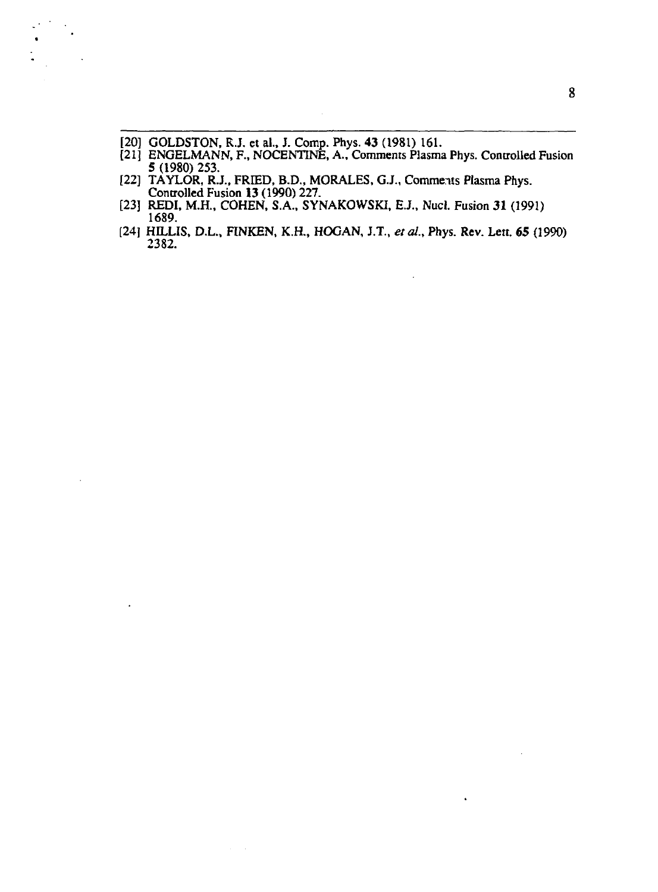[20] GOLDSTON, R.J. et al., J. Comp. Phys. **43** (1981) 161.

[21] ENGELMANN, F., NOCENTINE, A., Comments Plasma Phys. Controlled Fusion **5** (1980) 253.

[22] TAYLOR, R.J., FRIED, B.D., MORALES, G.J., Comments Plasma Phys. Controlled Fusion **13** (1990) 227.

[23] REDI, M.H., COHEN, S.A., SYNAKOWSKI, E.J., Nucl. Fusion **31** (1991) 1689.

[24] HILLIS, D.L., FINKEN, K.H., HOGAN, J.T., *et al.*, Phys. Rev. Lett. **65** (1990) 2382.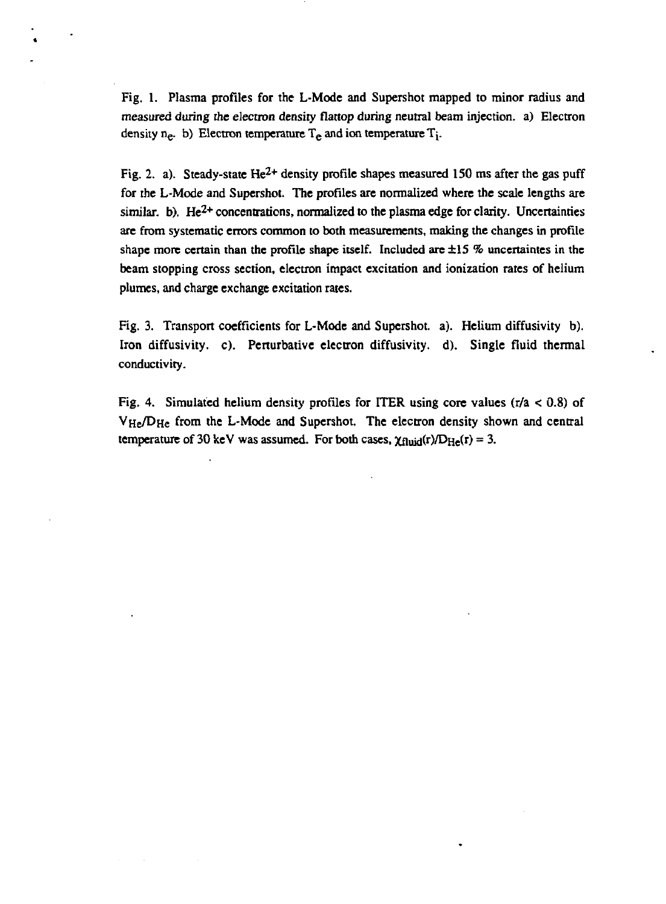Fig. 1. Plasma profiles for the L-Mode and Supershot mapped to minor radius and measured during the electron density flattop during neutral beam injection. a) Electron density $n_e$. b) Electron temperature $T_e$ and ion temperature $T_i$.

Fig. 2. a). Steady-state $He^{2+}$ density profile shapes measured 150 ms after the gas puff for the L-Mode and Supershot. The profiles are normalized where the scale lengths are similar. b). $He^{2+}$ concentrations, normalized to the plasma edge for clarity. Uncertainties are from systematic errors common to both measurements, making the changes in profile shape more certain than the profile shape itself. Included are ±15 % uncertaintes in the beam stopping cross section, electron impact excitation and ionization rates of helium plumes, and charge exchange excitation rates.

Fig. 3. Transport coefficients for L-Mode and Supershot. a). Helium diffusivity b). Iron diffusivity. c). Perturbative electron diffusivity. d). Single fluid thermal conductivity.

Fig. 4. Simulated helium density profiles for ITER using core values ($r/a < 0.8$) of $V_{He}/D_{He}$ from the L-Mode and Supershot. The electron density shown and central temperature of 30 keV was assumed. For both cases, $\chi_{fluid}(r)/D_{He}(r) = 3$.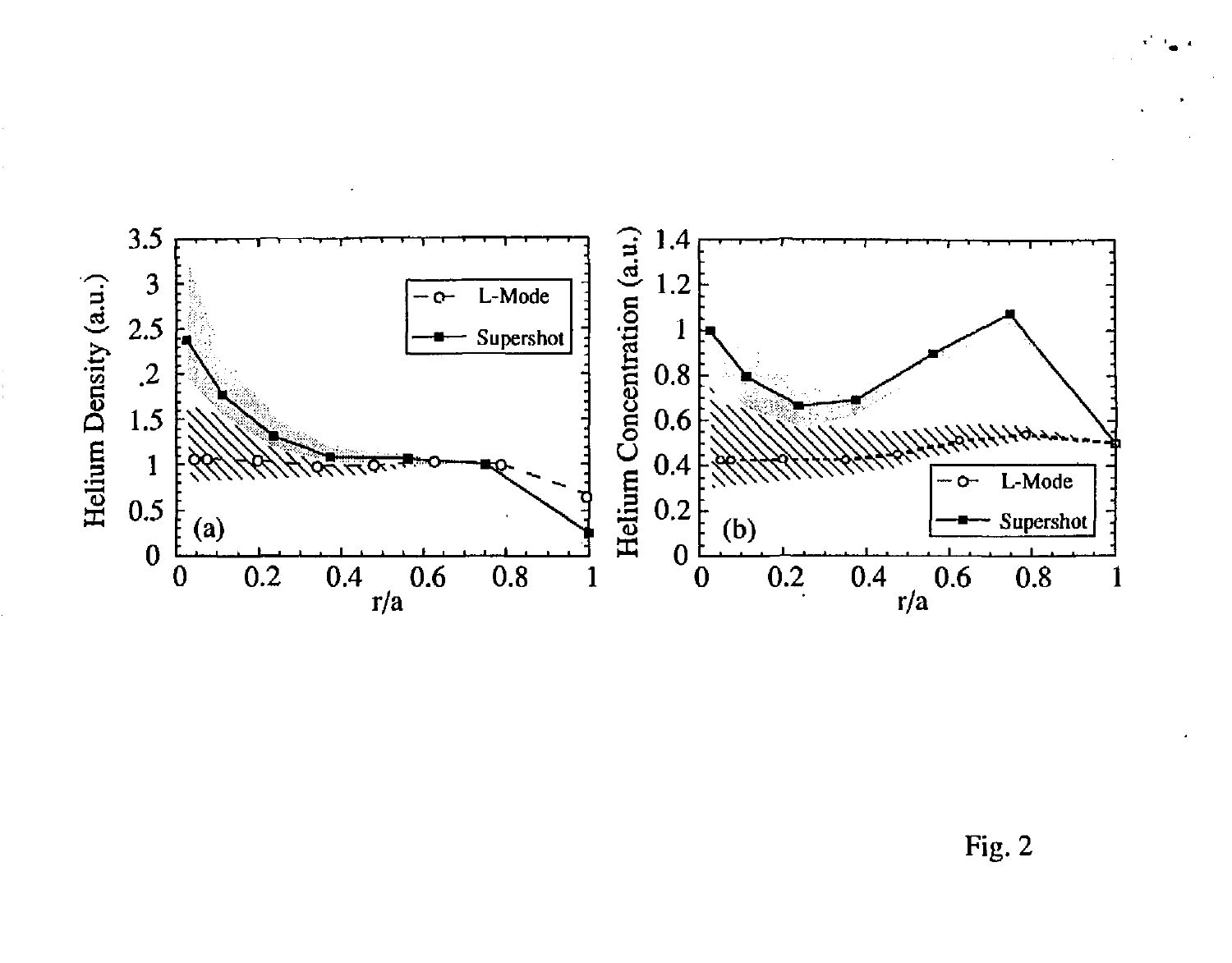Fig. 2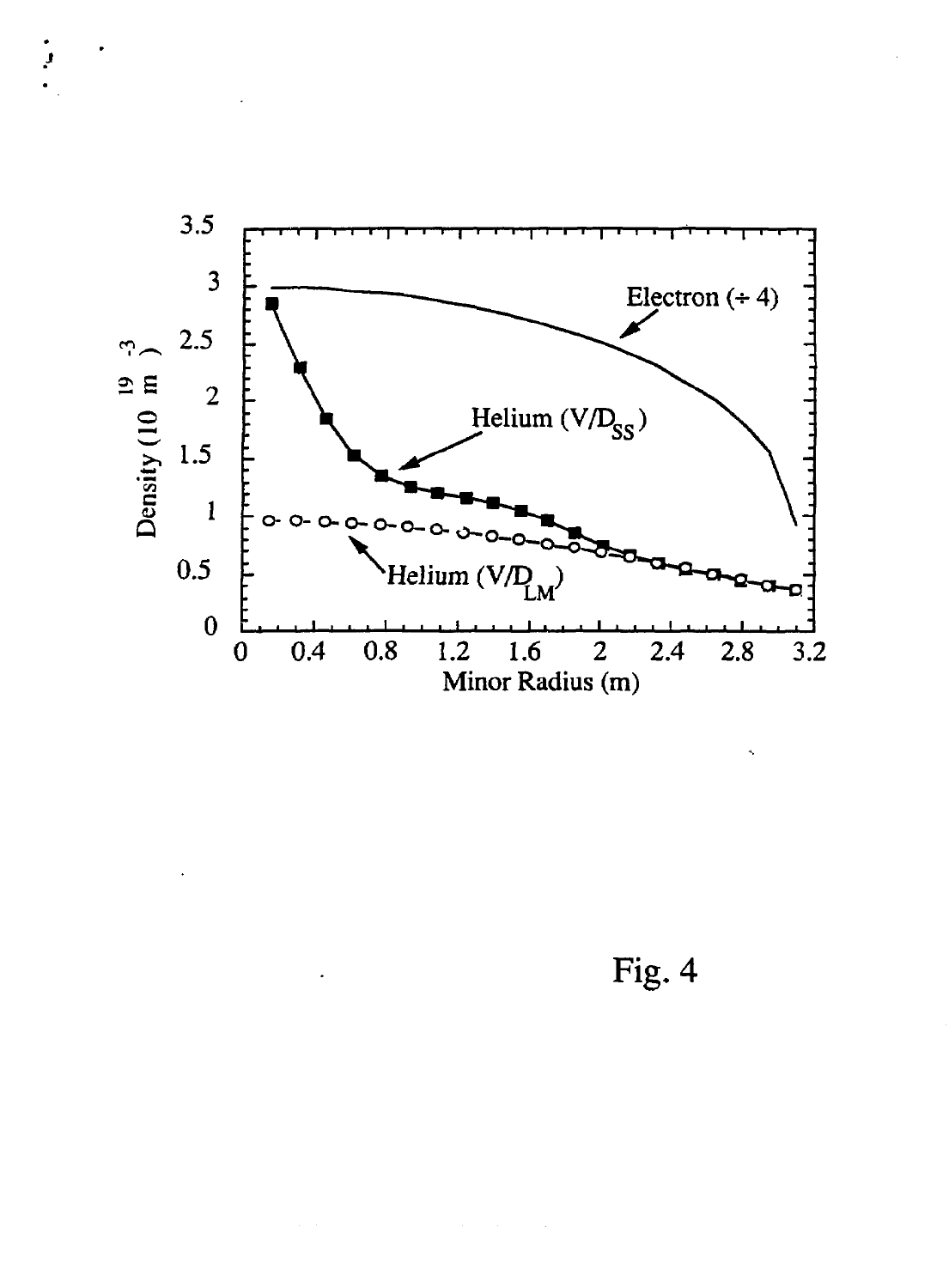3.5
3
2.5
2
1.5
1
0.5
0

Density ($10^{19}$ $m^{-3}$)

0
0.4
0.8
1.2
1.6
2
2.4
2.8
3.2

Minor Radius (m)

Electron ($\div$ 4)

Helium ($V/D_{SS}$)

Helium ($V/D_{LM}$)

Fig. 4